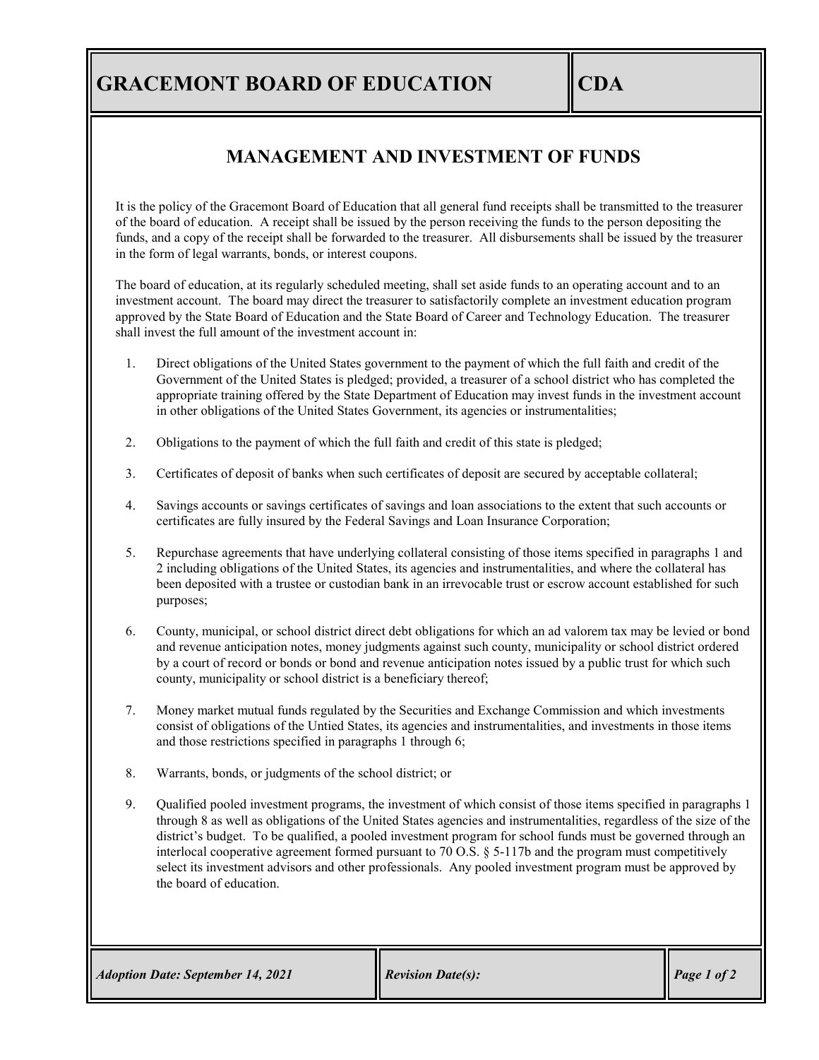# GRACEMONT BOARD OF EDUCATION

**CDA**

## MANAGEMENT AND INVESTMENT OF FUNDS

It is the policy of the Gracemont Board of Education that all general fund receipts shall be transmitted to the treasurer of the board of education. A receipt shall be issued by the person receiving the funds to the person depositing the funds, and a copy of the receipt shall be forwarded to the treasurer. All disbursements shall be issued by the treasurer in the form of legal warrants, bonds, or interest coupons.

The board of education, at its regularly scheduled meeting, shall set aside funds to an operating account and to an investment account. The board may direct the treasurer to satisfactorily complete an investment education program approved by the State Board of Education and the State Board of Career and Technology Education. The treasurer shall invest the full amount of the investment account in:

1. Direct obligations of the United States government to the payment of which the full faith and credit of the Government of the United States is pledged; provided, a treasurer of a school district who has completed the appropriate training offered by the State Department of Education may invest funds in the investment account in other obligations of the United States Government, its agencies or instrumentalities;

2. Obligations to the payment of which the full faith and credit of this state is pledged;

3. Certificates of deposit of banks when such certificates of deposit are secured by acceptable collateral;

4. Savings accounts or savings certificates of savings and loan associations to the extent that such accounts or certificates are fully insured by the Federal Savings and Loan Insurance Corporation;

5. Repurchase agreements that have underlying collateral consisting of those items specified in paragraphs 1 and 2 including obligations of the United States, its agencies and instrumentalities, and where the collateral has been deposited with a trustee or custodian bank in an irrevocable trust or escrow account established for such purposes;

6. County, municipal, or school district direct debt obligations for which an ad valorem tax may be levied or bond and revenue anticipation notes, money judgments against such county, municipality or school district ordered by a court of record or bonds or bond and revenue anticipation notes issued by a public trust for which such county, municipality or school district is a beneficiary thereof;

7. Money market mutual funds regulated by the Securities and Exchange Commission and which investments consist of obligations of the Untied States, its agencies and instrumentalities, and investments in those items and those restrictions specified in paragraphs 1 through 6;

8. Warrants, bonds, or judgments of the school district; or

9. Qualified pooled investment programs, the investment of which consist of those items specified in paragraphs 1 through 8 as well as obligations of the United States agencies and instrumentalities, regardless of the size of the district's budget. To be qualified, a pooled investment program for school funds must be governed through an interlocal cooperative agreement formed pursuant to 70 O.S. § 5-117b and the program must competitively select its investment advisors and other professionals. Any pooled investment program must be approved by the board of education.

| *Adoption Date: September 14, 2021* | *Revision Date(s):* |
|---|---|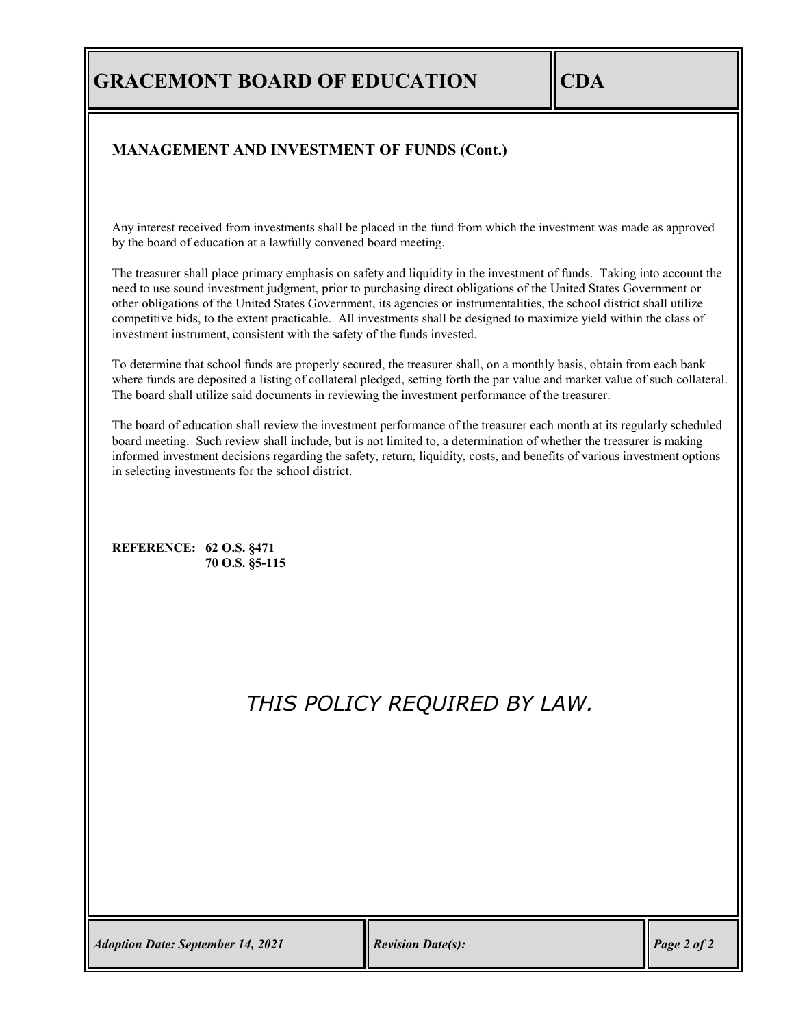### MANAGEMENT AND INVESTMENT OF FUNDS (Cont.)

Any interest received from investments shall be placed in the fund from which the investment was made as approved by the board of education at a lawfully convened board meeting.

The treasurer shall place primary emphasis on safety and liquidity in the investment of funds. Taking into account the need to use sound investment judgment, prior to purchasing direct obligations of the United States Government or other obligations of the United States Government, its agencies or instrumentalities, the school district shall utilize competitive bids, to the extent practicable. All investments shall be designed to maximize yield within the class of investment instrument, consistent with the safety of the funds invested.

To determine that school funds are properly secured, the treasurer shall, on a monthly basis, obtain from each bank where funds are deposited a listing of collateral pledged, setting forth the par value and market value of such collateral. The board shall utilize said documents in reviewing the investment performance of the treasurer.

The board of education shall review the investment performance of the treasurer each month at its regularly scheduled board meeting. Such review shall include, but is not limited to, a determination of whether the treasurer is making informed investment decisions regarding the safety, return, liquidity, costs, and benefits of various investment options in selecting investments for the school district.

**REFERENCE: 62 O.S. §471**
**70 O.S. §5-115**

*THIS POLICY REQUIRED BY LAW.*

*Adoption Date: September 14, 2021* | *Revision Date(s):*